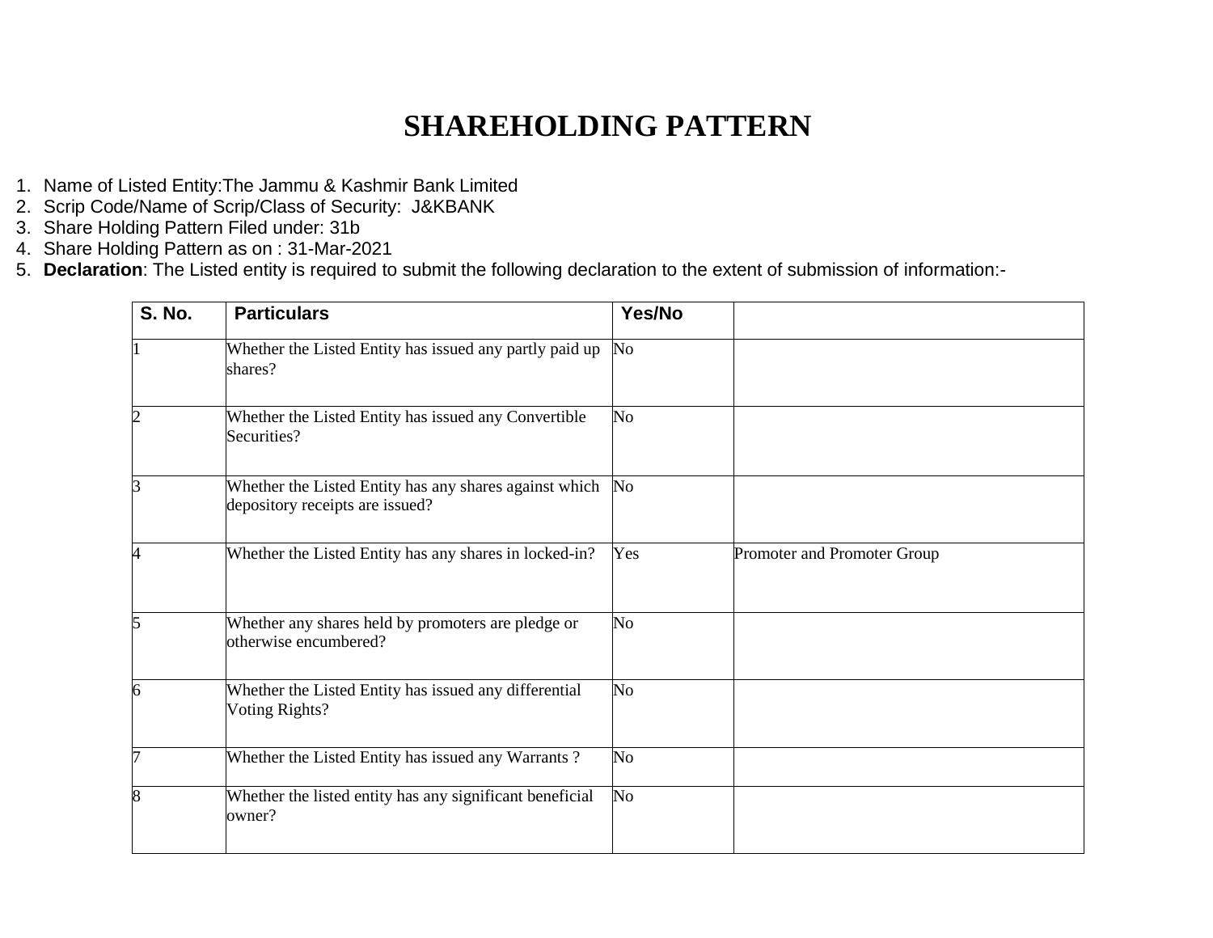# SHAREHOLDING PATTERN

1. Name of Listed Entity:The Jammu & Kashmir Bank Limited
2. Scrip Code/Name of Scrip/Class of Security: J&KBANK
3. Share Holding Pattern Filed under: 31b
4. Share Holding Pattern as on : 31-Mar-2021
5. **Declaration**: The Listed entity is required to submit the following declaration to the extent of submission of information:-

| S. No. | Particulars | Yes/No | |
|---|---|---|---|
| 1 | Whether the Listed Entity has issued any partly paid up shares? | No | |
| 2 | Whether the Listed Entity has issued any Convertible Securities? | No | |
| 3 | Whether the Listed Entity has any shares against which depository receipts are issued? | No | |
| 4 | Whether the Listed Entity has any shares in locked-in? | Yes | Promoter and Promoter Group |
| 5 | Whether any shares held by promoters are pledge or otherwise encumbered? | No | |
| 6 | Whether the Listed Entity has issued any differential Voting Rights? | No | |
| 7 | Whether the Listed Entity has issued any Warrants ? | No | |
| 8 | Whether the listed entity has any significant beneficial owner? | No | |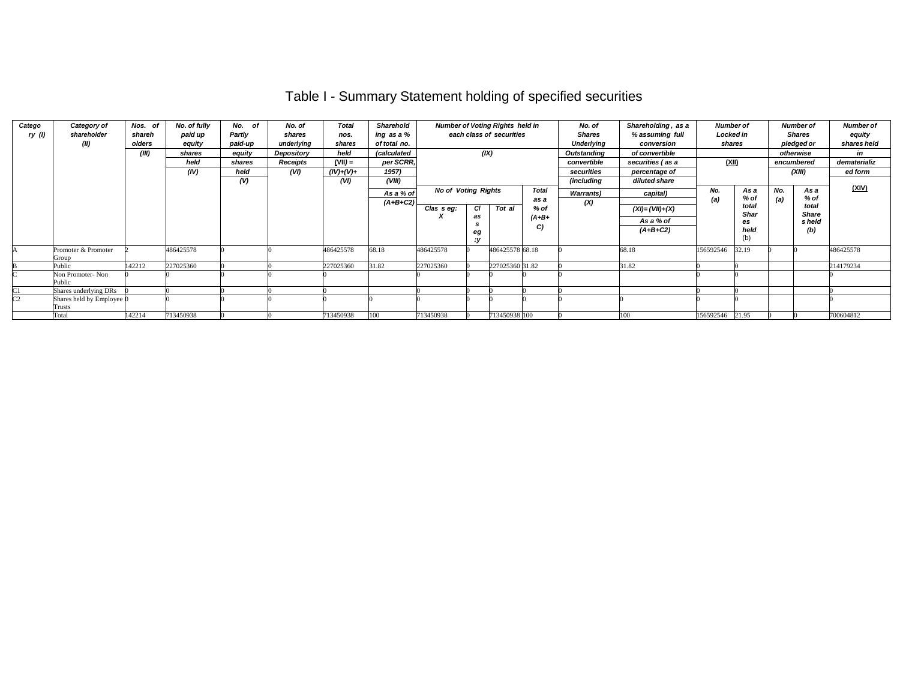# Table I - Summary Statement holding of specified securities

| Category (I) | Category of shareholder (II) | Nos. of shareholders (III) | No. of fully paid up equity shares held (IV) | No. of Partly paid-up equity shares held (V) | No. of shares underlying Depository Receipts (VI) | Total nos. shares held (VII) = (IV)+(V)+(VI) | Shareholding as a % of total no. of shares (calculated as per SCRR, 1957) (VIII) As a % of (A+B+C2) | Number of Voting Rights held in each class of securities (IX) | | | | No. of Shares Underlying Outstanding convertible securities (including Warrants) (X) | Shareholding, as a % assuming full conversion of convertible securities ( as a percentage of diluted share capital) (XI)= (VII)+(X) As a % of (A+B+C2) | Number of Locked in shares (XII) | | Number of Shares pledged or otherwise encumbered (XIII) | | Number of equity shares held in dematerialized form (XIV) |
|---|---|---|---|---|---|---|---|---|---|---|---|---|---|---|---|---|---|---|
| | | | | | | | | No of Voting Rights | | | Total as a % of (A+B+C) | | | No. (a) | As a % of total Shares held (b) | No. (a) | As a % of total Shares held (b) | |
| | | | | | | | | Class eg: X | Class eg: y | Total | | | | | | | | |
| A | Promoter & Promoter Group | 2 | 486425578 | 0 | 0 | 486425578 | 68.18 | 486425578 | 0 | 486425578 | 68.18 | 0 | 68.18 | 156592546 | 32.19 | 0 | 0 | 486425578 |
| B | Public | 142212 | 227025360 | 0 | 0 | 227025360 | 31.82 | 227025360 | 0 | 227025360 | 31.82 | 0 | 31.82 | 0 | 0 | | | 214179234 |
| C | Non Promoter- Non Public | 0 | 0 | 0 | 0 | 0 | | 0 | 0 | 0 | 0 | 0 | | 0 | 0 | | | 0 |
| C1 | Shares underlying DRs | 0 | 0 | 0 | 0 | 0 | | 0 | 0 | 0 | 0 | 0 | | 0 | 0 | | | 0 |
| C2 | Shares held by Employee Trusts | 0 | 0 | 0 | 0 | 0 | 0 | 0 | 0 | 0 | 0 | 0 | 0 | 0 | 0 | | | 0 |
| | Total | 142214 | 713450938 | 0 | 0 | 713450938 | 100 | 713450938 | 0 | 713450938 | 100 | 0 | 100 | 156592546 | 21.95 | 0 | 0 | 700604812 |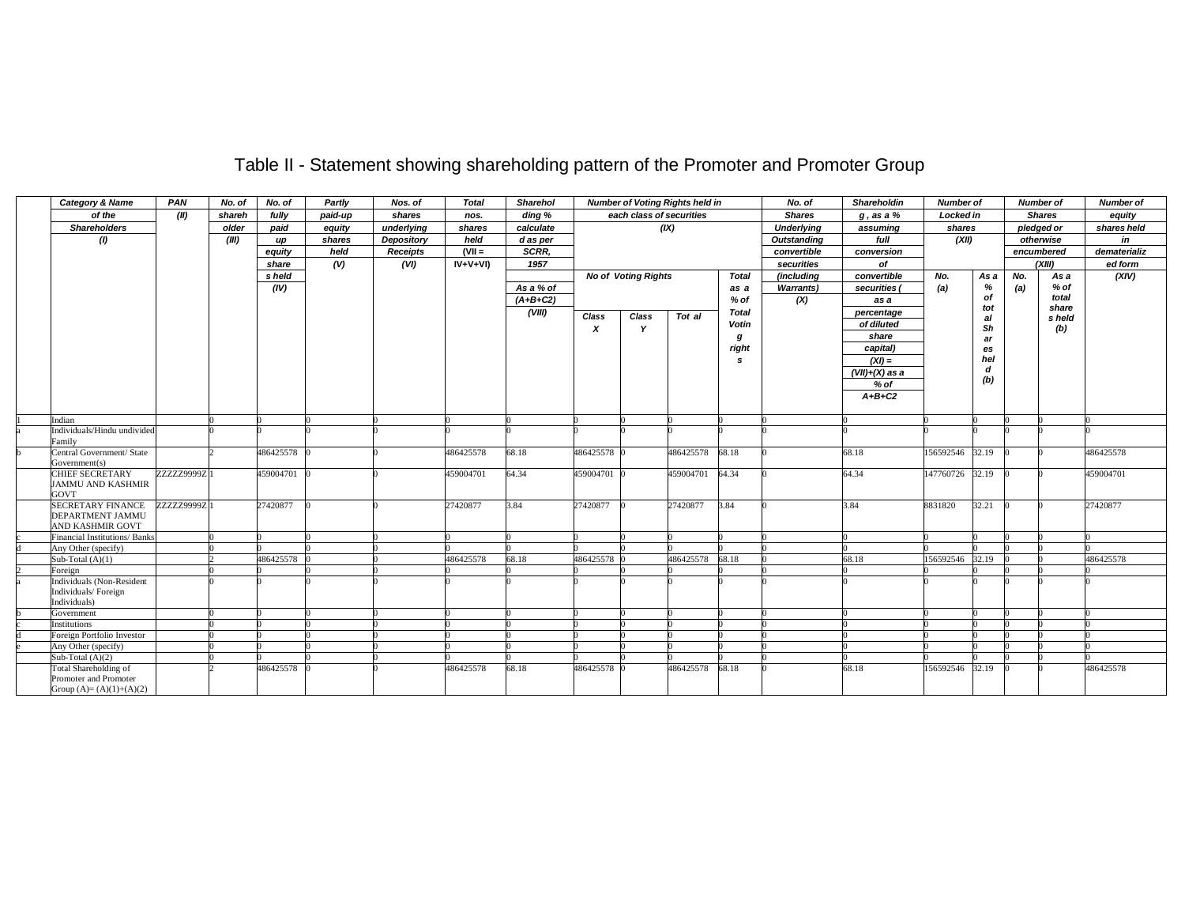# Table II - Statement showing shareholding pattern of the Promoter and Promoter Group

| | Category & Name of the Shareholders (I) | PAN (II) | No. of shareholder (III) | No. of fully paid up equity shares held (IV) | Partly paid-up equity shares held (V) | Nos. of shares underlying Depository Receipts (VI) | Total nos. shares held (VII = IV+V+VI) | Shareholding % calculated as per SCRR, 1957 As a % of (A+B+C2) (VIII) | Number of Voting Rights held in each class of securities (IX) | | | | No. of Shares Underlying Outstanding convertible securities (including Warrants) (X) | Shareholding , as a % assuming full conversion of convertible securities ( as a percentage of diluted share capital) (XI) = (VII)+(X) as a % of A+B+C2 | Number of Locked in shares (XII) | | Number of Shares pledged or otherwise encumbered (XIII) | | Number of equity shares held in dematerialized form (XIV) |
|---|---|---|---|---|---|---|---|---|---|---|---|---|---|---|---|---|---|---|---|
| | | | | | | | | | No of Voting Rights | | | Total as a % of Total Voting rights | | | No. (a) | As a % of total Shares held (b) | No. (a) | As a % of total shares held (b) | |
| | | | | | | | | | Class X | Class Y | Tot al | | | | | | | | |
| 1 | Indian | | 0 | 0 | 0 | 0 | 0 | 0 | 0 | 0 | 0 | 0 | 0 | 0 | 0 | 0 | 0 | 0 | 0 |
| a | Individuals/Hindu undivided Family | | 0 | 0 | 0 | 0 | 0 | 0 | 0 | 0 | 0 | 0 | 0 | 0 | 0 | 0 | 0 | 0 | 0 |
| b | Central Government/ State Government(s) | | 2 | 486425578 | 0 | 0 | 486425578 | 68.18 | 486425578 | 0 | 486425578 | 68.18 | 0 | 68.18 | 156592546 | 32.19 | 0 | 0 | 486425578 |
| | CHIEF SECRETARY JAMMU AND KASHMIR GOVT | ZZZZZ9999Z | 1 | 459004701 | 0 | 0 | 459004701 | 64.34 | 459004701 | 0 | 459004701 | 64.34 | 0 | 64.34 | 147760726 | 32.19 | 0 | 0 | 459004701 |
| | SECRETARY FINANCE DEPARTMENT JAMMU AND KASHMIR GOVT | ZZZZZ9999Z | 1 | 27420877 | 0 | 0 | 27420877 | 3.84 | 27420877 | 0 | 27420877 | 3.84 | 0 | 3.84 | 8831820 | 32.21 | 0 | 0 | 27420877 |
| c | Financial Institutions/ Banks | | 0 | 0 | 0 | 0 | 0 | 0 | 0 | 0 | 0 | 0 | 0 | 0 | 0 | 0 | 0 | 0 | 0 |
| d | Any Other (specify) | | 0 | 0 | 0 | 0 | 0 | 0 | 0 | 0 | 0 | 0 | 0 | 0 | 0 | 0 | 0 | 0 | 0 |
| | Sub-Total (A)(1) | | 2 | 486425578 | 0 | 0 | 486425578 | 68.18 | 486425578 | 0 | 486425578 | 68.18 | 0 | 68.18 | 156592546 | 32.19 | 0 | 0 | 486425578 |
| 2 | Foreign | | 0 | 0 | 0 | 0 | 0 | 0 | 0 | 0 | 0 | 0 | 0 | 0 | 0 | 0 | 0 | 0 | 0 |
| a | Individuals (Non-Resident Individuals/ Foreign Individuals) | | 0 | 0 | 0 | 0 | 0 | 0 | 0 | 0 | 0 | 0 | 0 | 0 | 0 | 0 | 0 | 0 | 0 |
| b | Government | | 0 | 0 | 0 | 0 | 0 | 0 | 0 | 0 | 0 | 0 | 0 | 0 | 0 | 0 | 0 | 0 | 0 |
| c | Institutions | | 0 | 0 | 0 | 0 | 0 | 0 | 0 | 0 | 0 | 0 | 0 | 0 | 0 | 0 | 0 | 0 | 0 |
| d | Foreign Portfolio Investor | | 0 | 0 | 0 | 0 | 0 | 0 | 0 | 0 | 0 | 0 | 0 | 0 | 0 | 0 | 0 | 0 | 0 |
| e | Any Other (specify) | | 0 | 0 | 0 | 0 | 0 | 0 | 0 | 0 | 0 | 0 | 0 | 0 | 0 | 0 | 0 | 0 | 0 |
| | Sub-Total (A)(2) | | 0 | 0 | 0 | 0 | 0 | 0 | 0 | 0 | 0 | 0 | 0 | 0 | 0 | 0 | 0 | 0 | 0 |
| | Total Shareholding of Promoter and Promoter Group (A)= (A)(1)+(A)(2) | | 2 | 486425578 | 0 | 0 | 486425578 | 68.18 | 486425578 | 0 | 486425578 | 68.18 | 0 | 68.18 | 156592546 | 32.19 | 0 | 0 | 486425578 |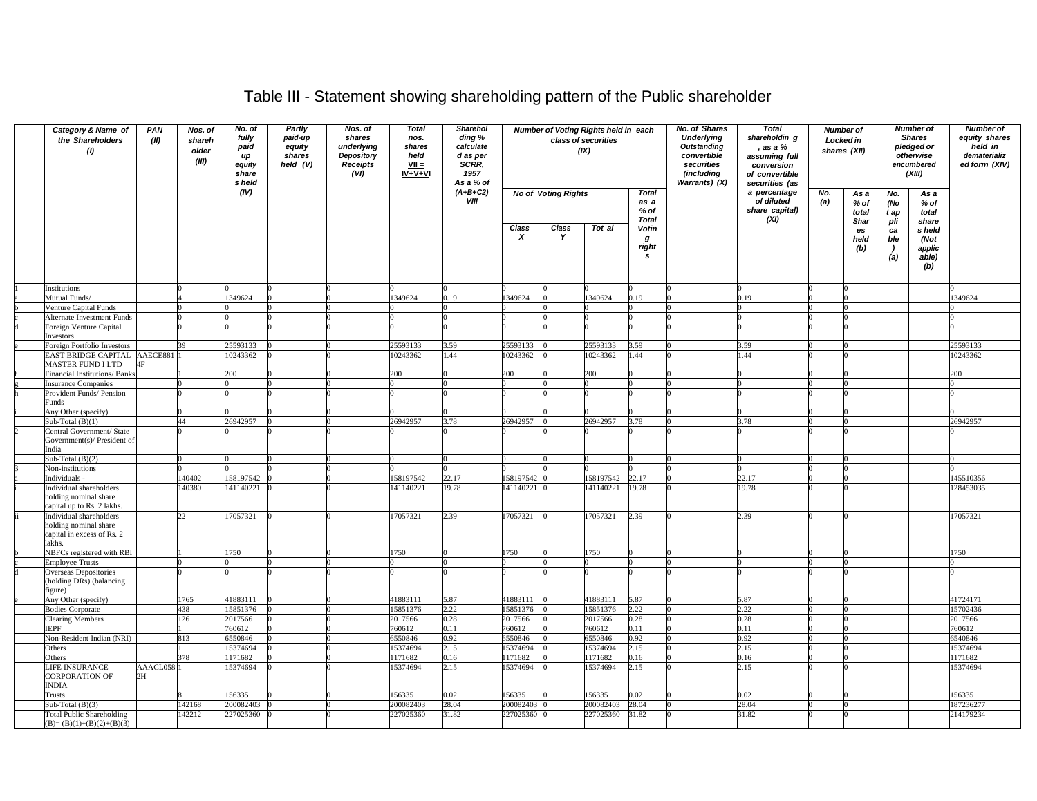# Table III - Statement showing shareholding pattern of the Public shareholder

| | Category & Name of the Shareholders (I) | PAN (II) | Nos. of shareholder (III) | No. of fully paid up equity shares held (IV) | Partly paid-up equity shares held (V) | Nos. of shares underlying Depository Receipts (VI) | Total nos. shares held VII = IV+V+VI | Shareholding % calculated as per SCRR, 1957 As a % of (A+B+C2) VIII | Number of Voting Rights held in each class of securities (IX) | | | | No. of Shares Underlying Outstanding convertible securities (including Warrants) (X) | Total shareholding, as a % assuming full conversion of convertible securities (as a percentage of diluted share capital) (XI) | Number of Locked in shares (XII) | | Number of Shares pledged or otherwise encumbered (XIII) | | Number of equity shares held in dematerialized form (XIV) |
|---|---|---|---|---|---|---|---|---|---|---|---|---|---|---|---|---|---|---|---|
| | | | | | | | | | No of Voting Rights | | | Total as a % of Total Voting rights | | | No. (a) | As a % of total Shares held (b) | No. (Not applicable) (a) | As a % of total share s held (Not applicable) (b) | |
| | | | | | | | | | Class X | Class Y | Total | | | | | | | | |
| 1 | Institutions | | 0 | 0 | 0 | 0 | 0 | 0 | 0 | 0 | 0 | 0 | 0 | 0 | 0 | 0 | | | 0 |
| a | Mutual Funds/ | | 4 | 1349624 | 0 | 0 | 1349624 | 0.19 | 1349624 | 0 | 1349624 | 0.19 | 0 | 0.19 | 0 | 0 | | | 1349624 |
| b | Venture Capital Funds | | 0 | 0 | 0 | 0 | 0 | 0 | 0 | 0 | 0 | 0 | 0 | 0 | 0 | 0 | | | 0 |
| c | Alternate Investment Funds | | 0 | 0 | 0 | 0 | 0 | 0 | 0 | 0 | 0 | 0 | 0 | 0 | 0 | 0 | | | 0 |
| d | Foreign Venture Capital Investors | | 0 | 0 | 0 | 0 | 0 | 0 | 0 | 0 | 0 | 0 | 0 | 0 | 0 | 0 | | | 0 |
| e | Foreign Portfolio Investors | | 39 | 25593133 | 0 | 0 | 25593133 | 3.59 | 25593133 | 0 | 25593133 | 3.59 | 0 | 3.59 | 0 | 0 | | | 25593133 |
| | EAST BRIDGE CAPITAL MASTER FUND I LTD | AAECE8814F | 1 | 10243362 | 0 | 0 | 10243362 | 1.44 | 10243362 | 0 | 10243362 | 1.44 | 0 | 1.44 | 0 | 0 | | | 10243362 |
| f | Financial Institutions/ Banks | | 1 | 200 | 0 | 0 | 200 | 0 | 200 | 0 | 200 | 0 | 0 | 0 | 0 | 0 | | | 200 |
| g | Insurance Companies | | 0 | 0 | 0 | 0 | 0 | 0 | 0 | 0 | 0 | 0 | 0 | 0 | 0 | 0 | | | 0 |
| h | Provident Funds/ Pension Funds | | 0 | 0 | 0 | 0 | 0 | 0 | 0 | 0 | 0 | 0 | 0 | 0 | 0 | 0 | | | 0 |
| i | Any Other (specify) | | 0 | 0 | 0 | 0 | 0 | 0 | 0 | 0 | 0 | 0 | 0 | 0 | 0 | 0 | | | 0 |
| | Sub-Total (B)(1) | | 44 | 26942957 | 0 | 0 | 26942957 | 3.78 | 26942957 | 0 | 26942957 | 3.78 | 0 | 3.78 | 0 | 0 | | | 26942957 |
| 2 | Central Government/ State Government(s)/ President of India | | 0 | 0 | 0 | 0 | 0 | 0 | 0 | 0 | 0 | 0 | 0 | 0 | 0 | 0 | | | 0 |
| | Sub-Total (B)(2) | | 0 | 0 | 0 | 0 | 0 | 0 | 0 | 0 | 0 | 0 | 0 | 0 | 0 | 0 | | | 0 |
| 3 | Non-institutions | | 0 | 0 | 0 | 0 | 0 | 0 | 0 | 0 | 0 | 0 | 0 | 0 | 0 | 0 | | | 0 |
| a | Individuals - | | 140402 | 158197542 | 0 | 0 | 158197542 | 22.17 | 158197542 | 0 | 158197542 | 22.17 | 0 | 22.17 | 0 | 0 | | | 145510356 |
| i | Individual shareholders holding nominal share capital up to Rs. 2 lakhs. | | 140380 | 141140221 | 0 | 0 | 141140221 | 19.78 | 141140221 | 0 | 141140221 | 19.78 | 0 | 19.78 | 0 | 0 | | | 128453035 |
| ii | Individual shareholders holding nominal share capital in excess of Rs. 2 lakhs. | | 22 | 17057321 | 0 | 0 | 17057321 | 2.39 | 17057321 | 0 | 17057321 | 2.39 | 0 | 2.39 | 0 | 0 | | | 17057321 |
| b | NBFCs registered with RBI | | 1 | 1750 | 0 | 0 | 1750 | 0 | 1750 | 0 | 1750 | 0 | 0 | 0 | 0 | 0 | | | 1750 |
| c | Employee Trusts | | 0 | 0 | 0 | 0 | 0 | 0 | 0 | 0 | 0 | 0 | 0 | 0 | 0 | 0 | | | 0 |
| d | Overseas Depositories (holding DRs) (balancing figure) | | 0 | 0 | 0 | 0 | 0 | 0 | 0 | 0 | 0 | 0 | 0 | 0 | 0 | 0 | | | 0 |
| e | Any Other (specify) | | 1765 | 41883111 | 0 | 0 | 41883111 | 5.87 | 41883111 | 0 | 41883111 | 5.87 | 0 | 5.87 | 0 | 0 | | | 41724171 |
| | Bodies Corporate | | 438 | 15851376 | 0 | 0 | 15851376 | 2.22 | 15851376 | 0 | 15851376 | 2.22 | 0 | 2.22 | 0 | 0 | | | 15702436 |
| | Clearing Members | | 126 | 2017566 | 0 | 0 | 2017566 | 0.28 | 2017566 | 0 | 2017566 | 0.28 | 0 | 0.28 | 0 | 0 | | | 2017566 |
| | IEPF | | 1 | 760612 | 0 | 0 | 760612 | 0.11 | 760612 | 0 | 760612 | 0.11 | 0 | 0.11 | 0 | 0 | | | 760612 |
| | Non-Resident Indian (NRI) | | 813 | 6550846 | 0 | 0 | 6550846 | 0.92 | 6550846 | 0 | 6550846 | 0.92 | 0 | 0.92 | 0 | 0 | | | 6540846 |
| | Others | | 1 | 15374694 | 0 | 0 | 15374694 | 2.15 | 15374694 | 0 | 15374694 | 2.15 | 0 | 2.15 | 0 | 0 | | | 15374694 |
| | Others | | 378 | 1171682 | 0 | 0 | 1171682 | 0.16 | 1171682 | 0 | 1171682 | 0.16 | 0 | 0.16 | 0 | 0 | | | 1171682 |
| | LIFE INSURANCE CORPORATION OF INDIA | AAACL0582H | 1 | 15374694 | 0 | 0 | 15374694 | 2.15 | 15374694 | 0 | 15374694 | 2.15 | 0 | 2.15 | 0 | 0 | | | 15374694 |
| | Trusts | | 8 | 156335 | 0 | 0 | 156335 | 0.02 | 156335 | 0 | 156335 | 0.02 | 0 | 0.02 | 0 | 0 | | | 156335 |
| | Sub-Total (B)(3) | | 142168 | 200082403 | 0 | 0 | 200082403 | 28.04 | 200082403 | 0 | 200082403 | 28.04 | 0 | 28.04 | 0 | 0 | | | 187236277 |
| | Total Public Shareholding (B)= (B)(1)+(B)(2)+(B)(3) | | 142212 | 227025360 | 0 | 0 | 227025360 | 31.82 | 227025360 | 0 | 227025360 | 31.82 | 0 | 31.82 | 0 | 0 | | | 214179234 |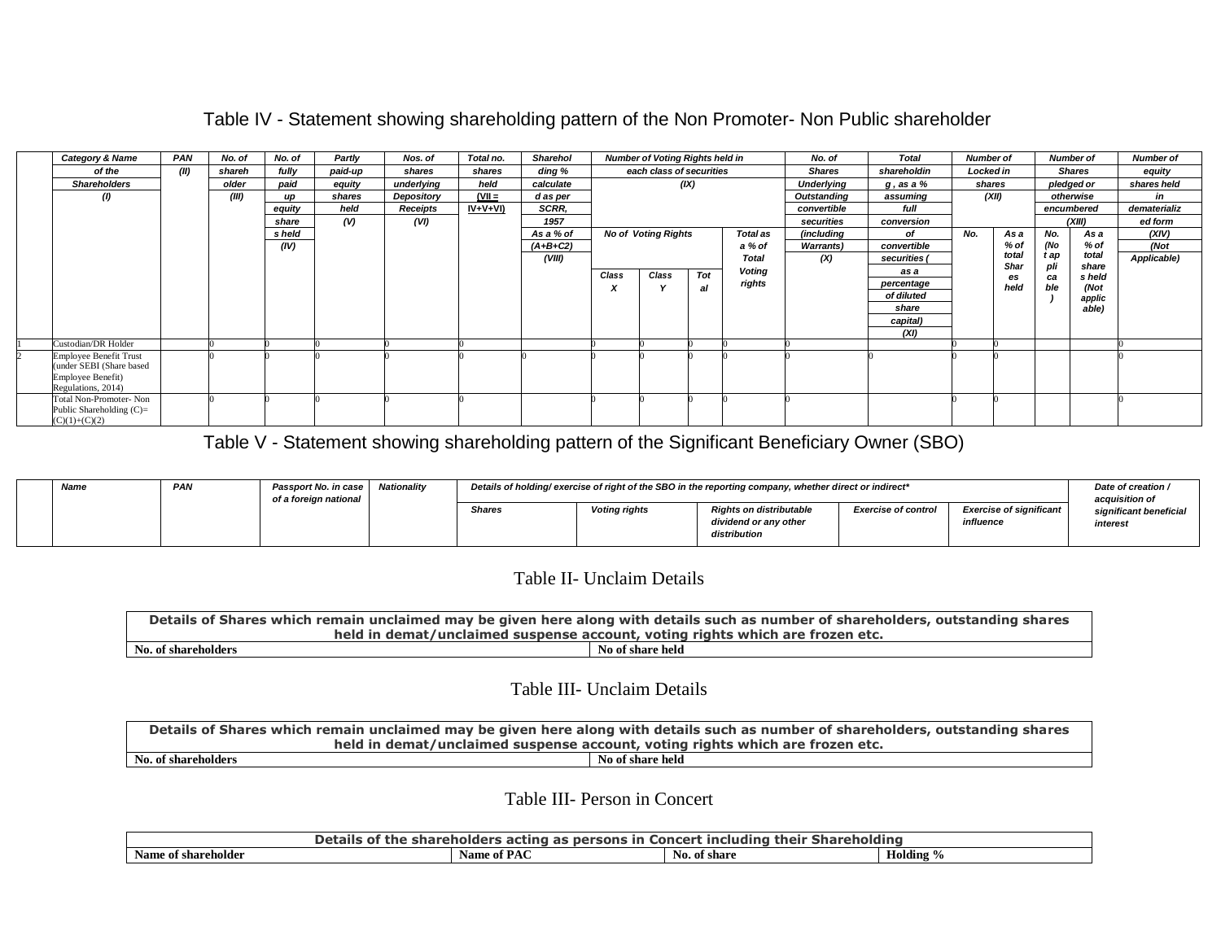## Table IV - Statement showing shareholding pattern of the Non Promoter- Non Public shareholder

| | Category & Name of the Shareholders (I) | PAN (II) | No. of shareholder (III) | No. of fully paid up equity share s held (IV) | Partly paid-up equity shares (V) | Nos. of shares underlying Depository Receipts (VI) | Total no. shares held (VII = IV+V+VI) | Shareholding % calculated as per SCRR, 1957 As a % of (A+B+C2) (VIII) | Number of Voting Rights held in each class of securities (IX) | | | | No. of Shares Underlying Outstanding convertible securities (including Warrants) (X) | Total shareholding , as a % assuming full conversion of convertible securities ( as a percentage of diluted share capital) (XI) | Number of Locked in shares (XII) | | Number of Shares pledged or otherwise encumbered (XIII) | | Number of equity shares held in dematerialized form (XIV) (Not Applicable) |
|---|---|---|---|---|---|---|---|---|---|---|---|---|---|---|---|---|---|---|---|
| | | | | | | | | | No of Voting Rights | | | Total as a % of Total Voting rights | | | No. | As a % of total Shares held | No. (Not applicable) | As a % of total shares held (Not applicable) | |
| | | | | | | | | | Class X | Class Y | Total | | | | | | | | |
| 1 | Custodian/DR Holder | | 0 | 0 | 0 | 0 | 0 | | 0 | 0 | 0 | 0 | 0 | | 0 | 0 | | | 0 |
| 2 | Employee Benefit Trust (under SEBI (Share based Employee Benefit) Regulations, 2014) | | 0 | 0 | 0 | 0 | 0 | 0 | 0 | 0 | 0 | 0 | 0 | 0 | 0 | 0 | | | 0 |
| | Total Non-Promoter- Non Public Shareholding (C)= (C)(1)+(C)(2) | | 0 | 0 | 0 | 0 | 0 | | 0 | 0 | 0 | 0 | 0 | | 0 | 0 | | | 0 |

## Table V - Statement showing shareholding pattern of the Significant Beneficiary Owner (SBO)

| | Name | PAN | Passport No. in case of a foreign national | Nationality | Details of holding/ exercise of right of the SBO in the reporting company, whether direct or indirect* | | | | | Date of creation / acquisition of significant beneficial interest |
|---|---|---|---|---|---|---|---|---|---|---|
| | | | | | Shares | Voting rights | Rights on distributable dividend or any other distribution | Exercise of control | Exercise of significant influence | |

## Table II- Unclaim Details

| Details of Shares which remain unclaimed may be given here along with details such as number of shareholders, outstanding shares held in demat/unclaimed suspense account, voting rights which are frozen etc. | |
|---|---|
| **No. of shareholders** | **No of share held** |

## Table III- Unclaim Details

| Details of Shares which remain unclaimed may be given here along with details such as number of shareholders, outstanding shares held in demat/unclaimed suspense account, voting rights which are frozen etc. | |
|---|---|
| **No. of shareholders** | **No of share held** |

## Table III- Person in Concert

| Details of the shareholders acting as persons in Concert including their Shareholding | | | |
|---|---|---|---|
| **Name of shareholder** | **Name of PAC** | **No. of share** | **Holding %** |